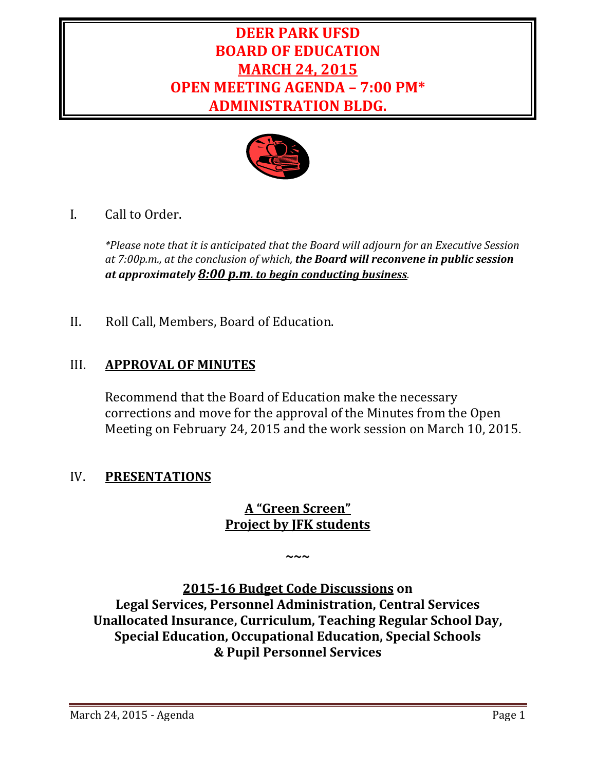# DEER PARK UFSD
# BOARD OF EDUCATION
# MARCH 24, 2015
# OPEN MEETING AGENDA – 7:00 PM*
# ADMINISTRATION BLDG.

I. Call to Order.

*\*Please note that it is anticipated that the Board will adjourn for an Executive Session at 7:00p.m., at the conclusion of which, **the Board will reconvene in public session at approximately 8:00 p.m. to begin conducting business**.*

II. Roll Call, Members, Board of Education.

## III. APPROVAL OF MINUTES

Recommend that the Board of Education make the necessary corrections and move for the approval of the Minutes from the Open Meeting on February 24, 2015 and the work session on March 10, 2015.

## IV. PRESENTATIONS

**A "Green Screen"**
**Project by JFK students**

~~~

**2015-16 Budget Code Discussions on**
**Legal Services, Personnel Administration, Central Services Unallocated Insurance, Curriculum, Teaching Regular School Day, Special Education, Occupational Education, Special Schools & Pupil Personnel Services**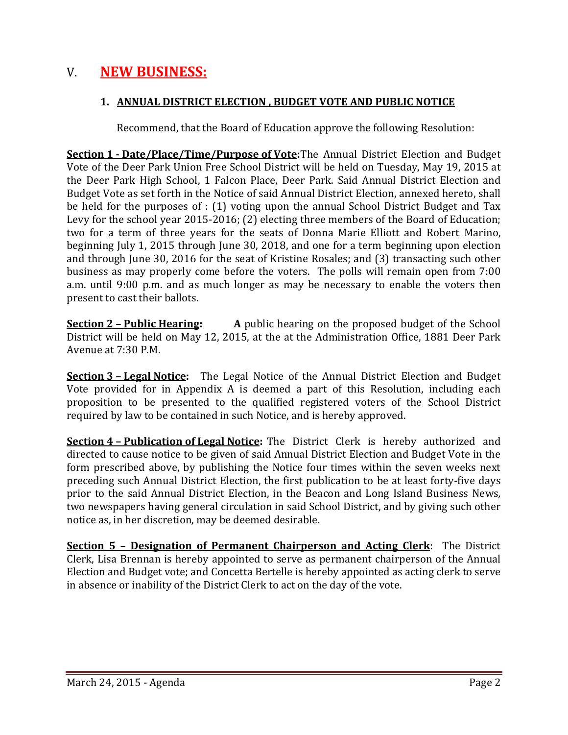# V. NEW BUSINESS:

## 1. ANNUAL DISTRICT ELECTION , BUDGET VOTE AND PUBLIC NOTICE

Recommend, that the Board of Education approve the following Resolution:

**Section 1 - Date/Place/Time/Purpose of Vote:** The Annual District Election and Budget Vote of the Deer Park Union Free School District will be held on Tuesday, May 19, 2015 at the Deer Park High School, 1 Falcon Place, Deer Park. Said Annual District Election and Budget Vote as set forth in the Notice of said Annual District Election, annexed hereto, shall be held for the purposes of : (1) voting upon the annual School District Budget and Tax Levy for the school year 2015-2016; (2) electing three members of the Board of Education; two for a term of three years for the seats of Donna Marie Elliott and Robert Marino, beginning July 1, 2015 through June 30, 2018, and one for a term beginning upon election and through June 30, 2016 for the seat of Kristine Rosales; and (3) transacting such other business as may properly come before the voters. The polls will remain open from 7:00 a.m. until 9:00 p.m. and as much longer as may be necessary to enable the voters then present to cast their ballots.

**Section 2 – Public Hearing:** **A** public hearing on the proposed budget of the School District will be held on May 12, 2015, at the at the Administration Office, 1881 Deer Park Avenue at 7:30 P.M.

**Section 3 – Legal Notice:** The Legal Notice of the Annual District Election and Budget Vote provided for in Appendix A is deemed a part of this Resolution, including each proposition to be presented to the qualified registered voters of the School District required by law to be contained in such Notice, and is hereby approved.

**Section 4 – Publication of Legal Notice:** The District Clerk is hereby authorized and directed to cause notice to be given of said Annual District Election and Budget Vote in the form prescribed above, by publishing the Notice four times within the seven weeks next preceding such Annual District Election, the first publication to be at least forty-five days prior to the said Annual District Election, in the Beacon and Long Island Business News, two newspapers having general circulation in said School District, and by giving such other notice as, in her discretion, may be deemed desirable.

**Section 5 – Designation of Permanent Chairperson and Acting Clerk**: The District Clerk, Lisa Brennan is hereby appointed to serve as permanent chairperson of the Annual Election and Budget vote; and Concetta Bertelle is hereby appointed as acting clerk to serve in absence or inability of the District Clerk to act on the day of the vote.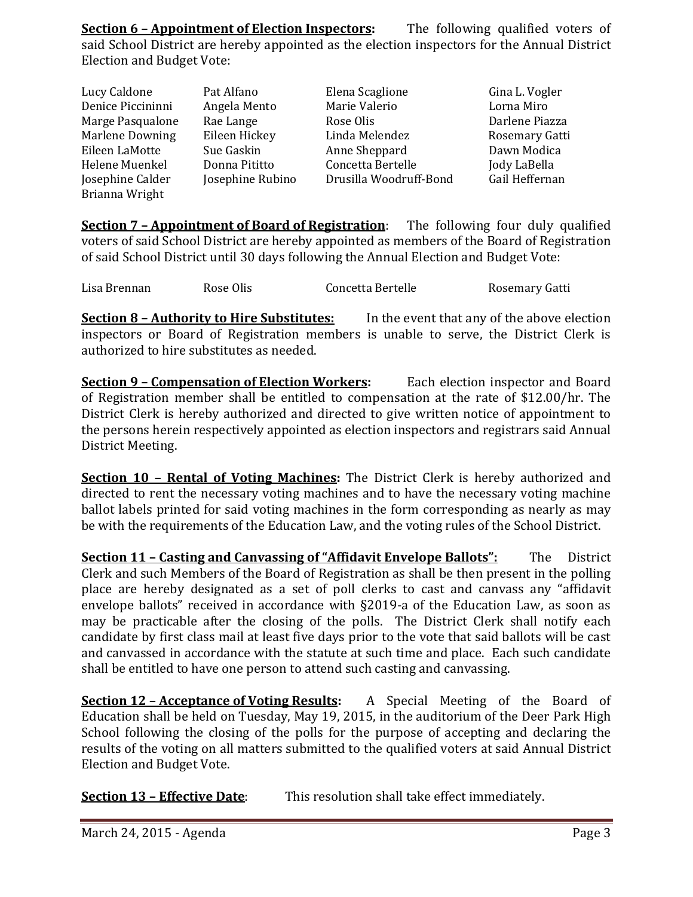**Section 6 – Appointment of Election Inspectors:** The following qualified voters of said School District are hereby appointed as the election inspectors for the Annual District Election and Budget Vote:

| | | | |
|---|---|---|---|
| Lucy Caldone | Pat Alfano | Elena Scaglione | Gina L. Vogler |
| Denice Piccininni | Angela Mento | Marie Valerio | Lorna Miro |
| Marge Pasqualone | Rae Lange | Rose Olis | Darlene Piazza |
| Marlene Downing | Eileen Hickey | Linda Melendez | Rosemary Gatti |
| Eileen LaMotte | Sue Gaskin | Anne Sheppard | Dawn Modica |
| Helene Muenkel | Donna Pititto | Concetta Bertelle | Jody LaBella |
| Josephine Calder | Josephine Rubino | Drusilla Woodruff-Bond | Gail Heffernan |
| Brianna Wright | | | |

**Section 7 – Appointment of Board of Registration**: The following four duly qualified voters of said School District are hereby appointed as members of the Board of Registration of said School District until 30 days following the Annual Election and Budget Vote:

| | | | |
|---|---|---|---|
| Lisa Brennan | Rose Olis | Concetta Bertelle | Rosemary Gatti |

**Section 8 – Authority to Hire Substitutes:** In the event that any of the above election inspectors or Board of Registration members is unable to serve, the District Clerk is authorized to hire substitutes as needed.

**Section 9 – Compensation of Election Workers:** Each election inspector and Board of Registration member shall be entitled to compensation at the rate of $12.00/hr. The District Clerk is hereby authorized and directed to give written notice of appointment to the persons herein respectively appointed as election inspectors and registrars said Annual District Meeting.

**Section 10 – Rental of Voting Machines:** The District Clerk is hereby authorized and directed to rent the necessary voting machines and to have the necessary voting machine ballot labels printed for said voting machines in the form corresponding as nearly as may be with the requirements of the Education Law, and the voting rules of the School District.

**Section 11 – Casting and Canvassing of "Affidavit Envelope Ballots":** The District Clerk and such Members of the Board of Registration as shall be then present in the polling place are hereby designated as a set of poll clerks to cast and canvass any "affidavit envelope ballots" received in accordance with §2019-a of the Education Law, as soon as may be practicable after the closing of the polls. The District Clerk shall notify each candidate by first class mail at least five days prior to the vote that said ballots will be cast and canvassed in accordance with the statute at such time and place. Each such candidate shall be entitled to have one person to attend such casting and canvassing.

**Section 12 – Acceptance of Voting Results:** A Special Meeting of the Board of Education shall be held on Tuesday, May 19, 2015, in the auditorium of the Deer Park High School following the closing of the polls for the purpose of accepting and declaring the results of the voting on all matters submitted to the qualified voters at said Annual District Election and Budget Vote.

**Section 13 – Effective Date**: This resolution shall take effect immediately.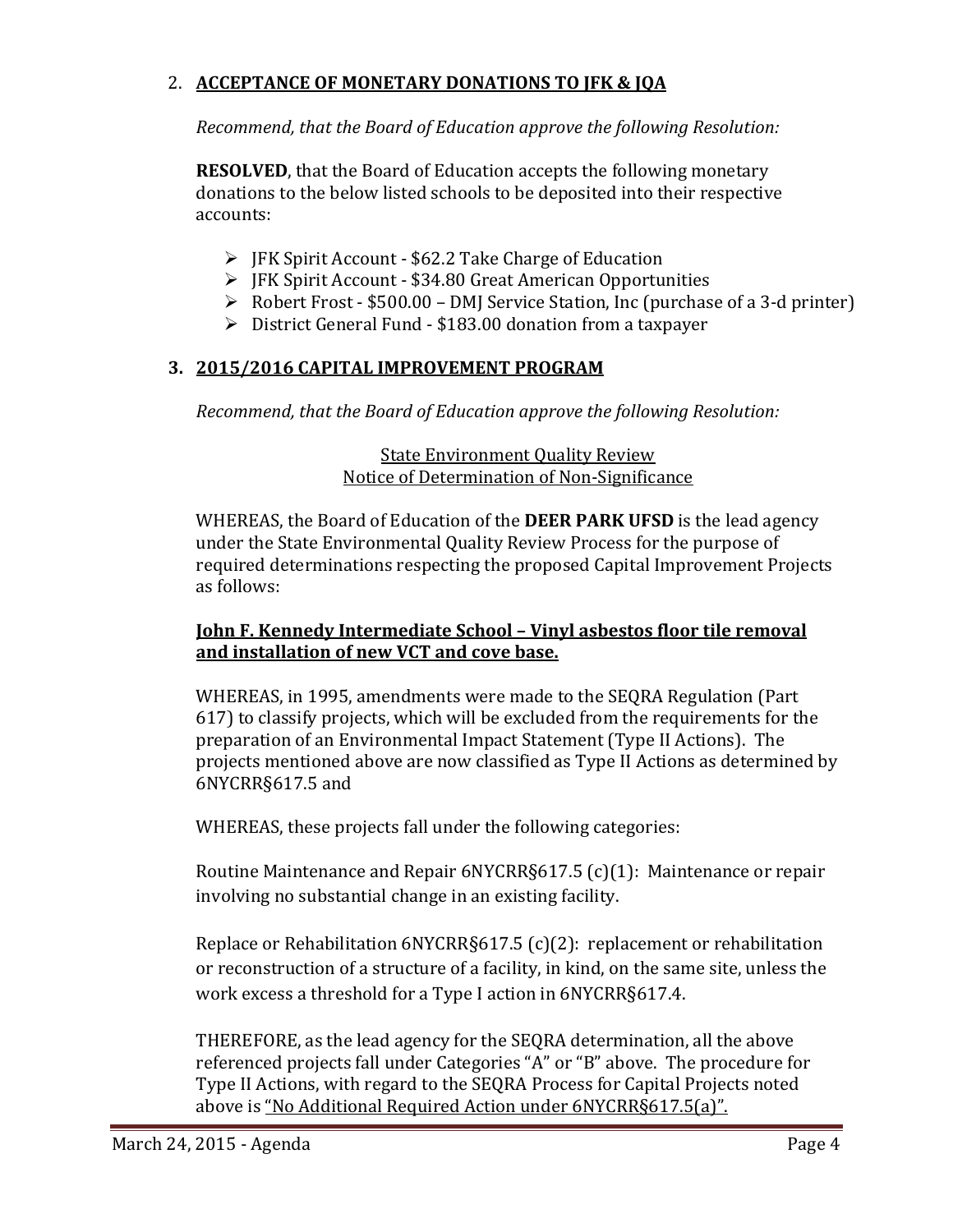2. **ACCEPTANCE OF MONETARY DONATIONS TO JFK & JQA**

   *Recommend, that the Board of Education approve the following Resolution:*

   **RESOLVED**, that the Board of Education accepts the following monetary donations to the below listed schools to be deposited into their respective accounts:

   - JFK Spirit Account - $62.2 Take Charge of Education
   - JFK Spirit Account - $34.80 Great American Opportunities
   - Robert Frost - $500.00 – DMJ Service Station, Inc (purchase of a 3-d printer)
   - District General Fund - $183.00 donation from a taxpayer

3. **2015/2016 CAPITAL IMPROVEMENT PROGRAM**

   *Recommend, that the Board of Education approve the following Resolution:*

   State Environment Quality Review
   Notice of Determination of Non-Significance

   WHEREAS, the Board of Education of the **DEER PARK UFSD** is the lead agency under the State Environmental Quality Review Process for the purpose of required determinations respecting the proposed Capital Improvement Projects as follows:

   **John F. Kennedy Intermediate School – Vinyl asbestos floor tile removal and installation of new VCT and cove base.**

   WHEREAS, in 1995, amendments were made to the SEQRA Regulation (Part 617) to classify projects, which will be excluded from the requirements for the preparation of an Environmental Impact Statement (Type II Actions). The projects mentioned above are now classified as Type II Actions as determined by 6NYCRR§617.5 and

   WHEREAS, these projects fall under the following categories:

   Routine Maintenance and Repair 6NYCRR§617.5 (c)(1): Maintenance or repair involving no substantial change in an existing facility.

   Replace or Rehabilitation 6NYCRR§617.5 (c)(2): replacement or rehabilitation or reconstruction of a structure of a facility, in kind, on the same site, unless the work excess a threshold for a Type I action in 6NYCRR§617.4.

   THEREFORE, as the lead agency for the SEQRA determination, all the above referenced projects fall under Categories "A" or "B" above. The procedure for Type II Actions, with regard to the SEQRA Process for Capital Projects noted above is "No Additional Required Action under 6NYCRR§617.5(a)".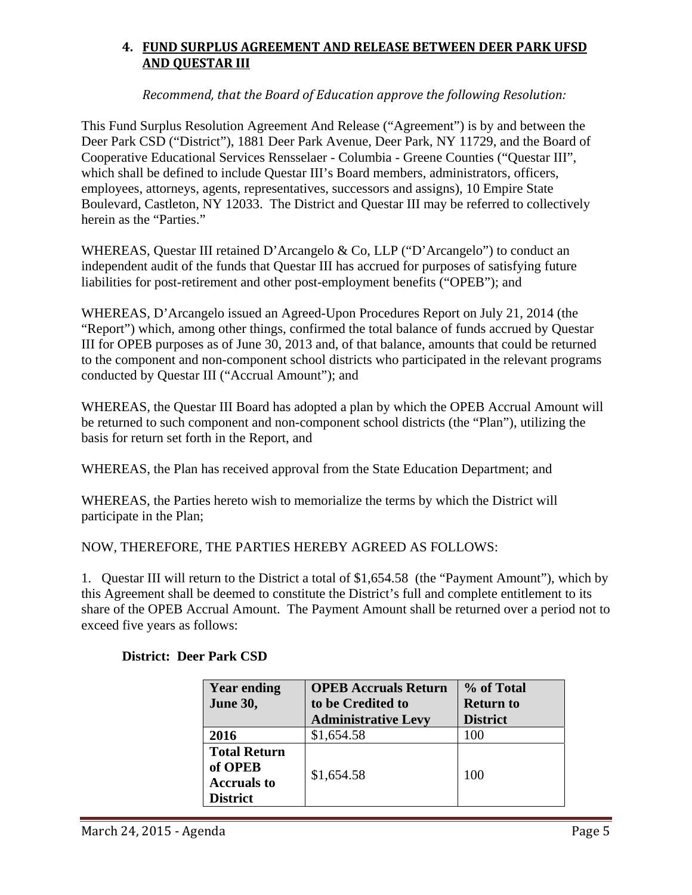## 4. FUND SURPLUS AGREEMENT AND RELEASE BETWEEN DEER PARK UFSD AND QUESTAR III

*Recommend, that the Board of Education approve the following Resolution:*

This Fund Surplus Resolution Agreement And Release ("Agreement") is by and between the Deer Park CSD ("District"), 1881 Deer Park Avenue, Deer Park, NY 11729, and the Board of Cooperative Educational Services Rensselaer - Columbia - Greene Counties ("Questar III", which shall be defined to include Questar III's Board members, administrators, officers, employees, attorneys, agents, representatives, successors and assigns), 10 Empire State Boulevard, Castleton, NY 12033. The District and Questar III may be referred to collectively herein as the "Parties."

WHEREAS, Questar III retained D'Arcangelo & Co, LLP ("D'Arcangelo") to conduct an independent audit of the funds that Questar III has accrued for purposes of satisfying future liabilities for post-retirement and other post-employment benefits ("OPEB"); and

WHEREAS, D'Arcangelo issued an Agreed-Upon Procedures Report on July 21, 2014 (the "Report") which, among other things, confirmed the total balance of funds accrued by Questar III for OPEB purposes as of June 30, 2013 and, of that balance, amounts that could be returned to the component and non-component school districts who participated in the relevant programs conducted by Questar III ("Accrual Amount"); and

WHEREAS, the Questar III Board has adopted a plan by which the OPEB Accrual Amount will be returned to such component and non-component school districts (the "Plan"), utilizing the basis for return set forth in the Report, and

WHEREAS, the Plan has received approval from the State Education Department; and

WHEREAS, the Parties hereto wish to memorialize the terms by which the District will participate in the Plan;

NOW, THEREFORE, THE PARTIES HEREBY AGREED AS FOLLOWS:

1. Questar III will return to the District a total of $1,654.58 (the "Payment Amount"), which by this Agreement shall be deemed to constitute the District's full and complete entitlement to its share of the OPEB Accrual Amount. The Payment Amount shall be returned over a period not to exceed five years as follows:

**District: Deer Park CSD**

| Year ending June 30, | OPEB Accruals Return to be Credited to Administrative Levy | % of Total Return to District |
|---|---|---|
| **2016** | $1,654.58 | 100 |
| **Total Return of OPEB Accruals to District** | $1,654.58 | 100 |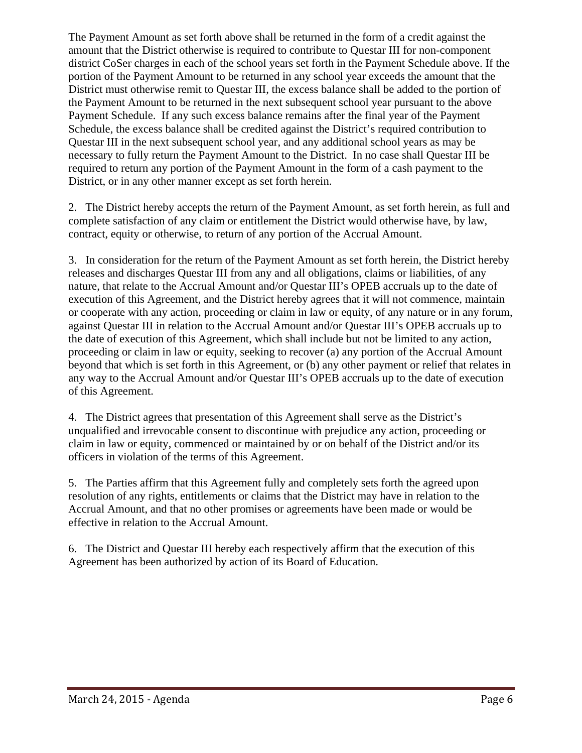The Payment Amount as set forth above shall be returned in the form of a credit against the amount that the District otherwise is required to contribute to Questar III for non-component district CoSer charges in each of the school years set forth in the Payment Schedule above. If the portion of the Payment Amount to be returned in any school year exceeds the amount that the District must otherwise remit to Questar III, the excess balance shall be added to the portion of the Payment Amount to be returned in the next subsequent school year pursuant to the above Payment Schedule. If any such excess balance remains after the final year of the Payment Schedule, the excess balance shall be credited against the District's required contribution to Questar III in the next subsequent school year, and any additional school years as may be necessary to fully return the Payment Amount to the District. In no case shall Questar III be required to return any portion of the Payment Amount in the form of a cash payment to the District, or in any other manner except as set forth herein.

2. The District hereby accepts the return of the Payment Amount, as set forth herein, as full and complete satisfaction of any claim or entitlement the District would otherwise have, by law, contract, equity or otherwise, to return of any portion of the Accrual Amount.

3. In consideration for the return of the Payment Amount as set forth herein, the District hereby releases and discharges Questar III from any and all obligations, claims or liabilities, of any nature, that relate to the Accrual Amount and/or Questar III's OPEB accruals up to the date of execution of this Agreement, and the District hereby agrees that it will not commence, maintain or cooperate with any action, proceeding or claim in law or equity, of any nature or in any forum, against Questar III in relation to the Accrual Amount and/or Questar III's OPEB accruals up to the date of execution of this Agreement, which shall include but not be limited to any action, proceeding or claim in law or equity, seeking to recover (a) any portion of the Accrual Amount beyond that which is set forth in this Agreement, or (b) any other payment or relief that relates in any way to the Accrual Amount and/or Questar III's OPEB accruals up to the date of execution of this Agreement.

4. The District agrees that presentation of this Agreement shall serve as the District's unqualified and irrevocable consent to discontinue with prejudice any action, proceeding or claim in law or equity, commenced or maintained by or on behalf of the District and/or its officers in violation of the terms of this Agreement.

5. The Parties affirm that this Agreement fully and completely sets forth the agreed upon resolution of any rights, entitlements or claims that the District may have in relation to the Accrual Amount, and that no other promises or agreements have been made or would be effective in relation to the Accrual Amount.

6. The District and Questar III hereby each respectively affirm that the execution of this Agreement has been authorized by action of its Board of Education.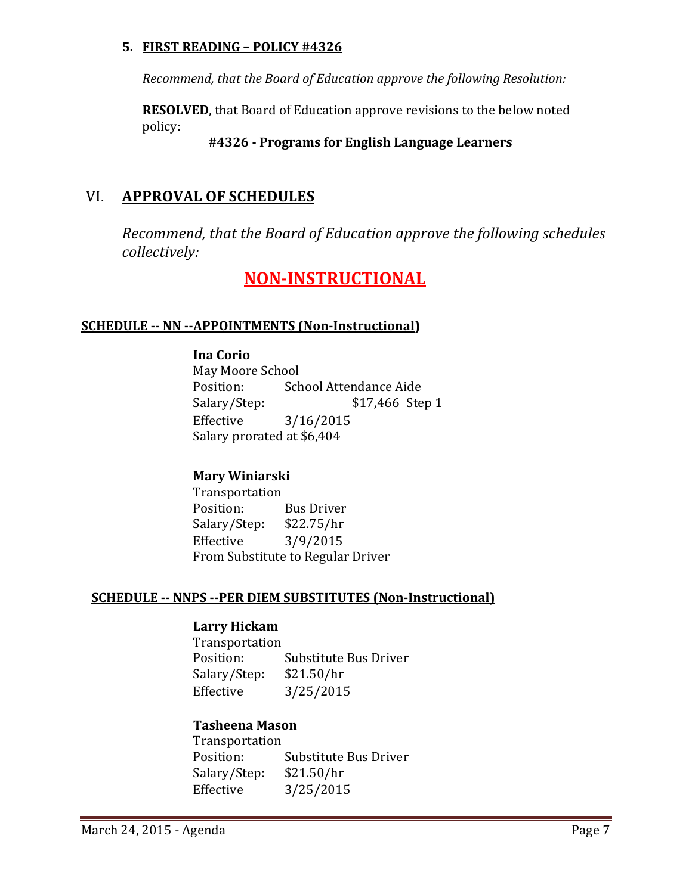**5. FIRST READING – POLICY #4326**

*Recommend, that the Board of Education approve the following Resolution:*

**RESOLVED**, that Board of Education approve revisions to the below noted policy:

**#4326 - Programs for English Language Learners**

## VI. APPROVAL OF SCHEDULES

*Recommend, that the Board of Education approve the following schedules collectively:*

# NON-INSTRUCTIONAL

### SCHEDULE -- NN --APPOINTMENTS (Non-Instructional)

**Ina Corio**
May Moore School
Position: School Attendance Aide
Salary/Step: $17,466 Step 1
Effective 3/16/2015
Salary prorated at $6,404

**Mary Winiarski**
Transportation
Position: Bus Driver
Salary/Step: $22.75/hr
Effective 3/9/2015
From Substitute to Regular Driver

### SCHEDULE -- NNPS --PER DIEM SUBSTITUTES (Non-Instructional)

**Larry Hickam**
Transportation
Position: Substitute Bus Driver
Salary/Step: $21.50/hr
Effective 3/25/2015

**Tasheena Mason**
Transportation
Position: Substitute Bus Driver
Salary/Step: $21.50/hr
Effective 3/25/2015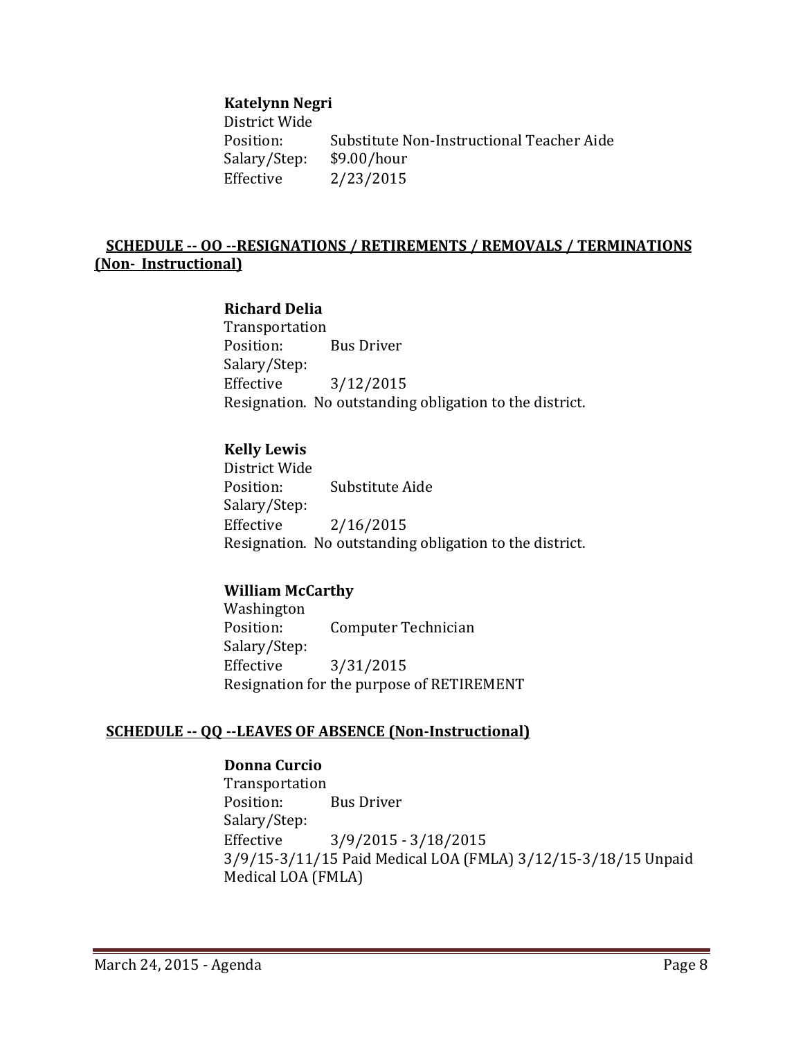**Katelynn Negri**
District Wide
Position: Substitute Non-Instructional Teacher Aide
Salary/Step: $9.00/hour
Effective 2/23/2015

## SCHEDULE -- OO --RESIGNATIONS / RETIREMENTS / REMOVALS / TERMINATIONS (Non- Instructional)

**Richard Delia**
Transportation
Position: Bus Driver
Salary/Step:
Effective 3/12/2015
Resignation. No outstanding obligation to the district.

**Kelly Lewis**
District Wide
Position: Substitute Aide
Salary/Step:
Effective 2/16/2015
Resignation. No outstanding obligation to the district.

**William McCarthy**
Washington
Position: Computer Technician
Salary/Step:
Effective 3/31/2015
Resignation for the purpose of RETIREMENT

## SCHEDULE -- QQ --LEAVES OF ABSENCE (Non-Instructional)

**Donna Curcio**
Transportation
Position: Bus Driver
Salary/Step:
Effective 3/9/2015 - 3/18/2015
3/9/15-3/11/15 Paid Medical LOA (FMLA) 3/12/15-3/18/15 Unpaid Medical LOA (FMLA)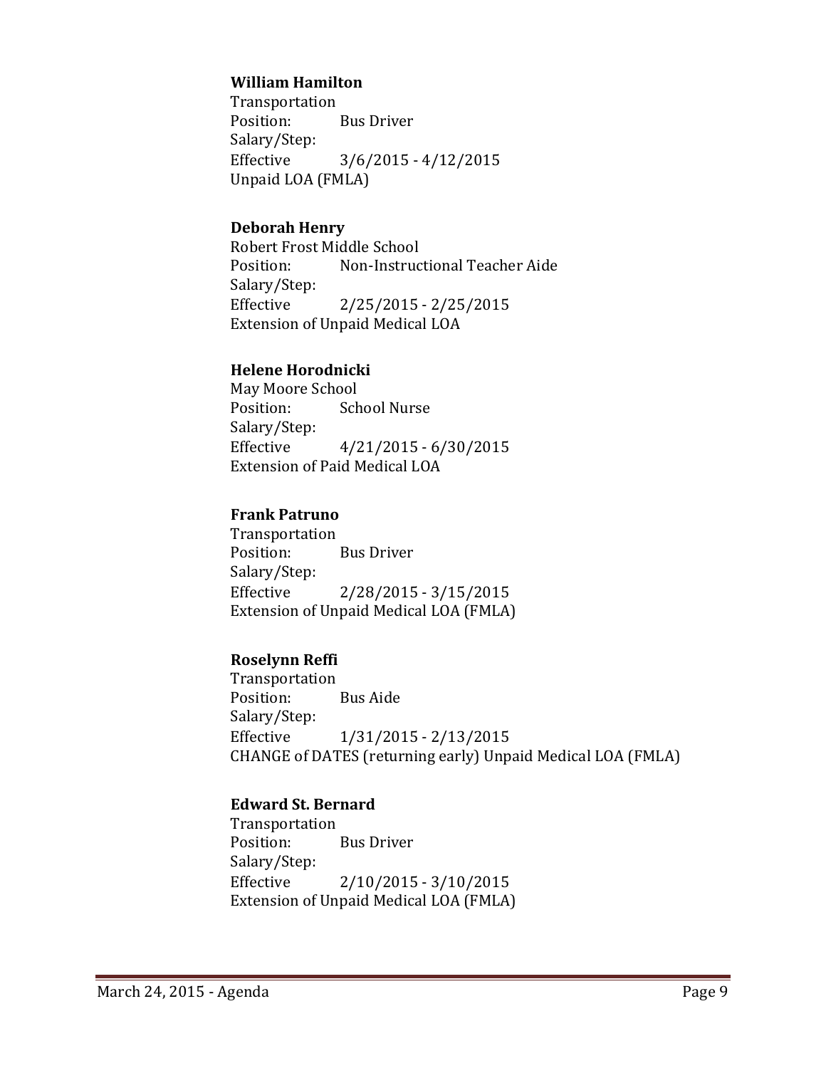**William Hamilton**
Transportation
Position: Bus Driver
Salary/Step:
Effective 3/6/2015 - 4/12/2015
Unpaid LOA (FMLA)

**Deborah Henry**
Robert Frost Middle School
Position: Non-Instructional Teacher Aide
Salary/Step:
Effective 2/25/2015 - 2/25/2015
Extension of Unpaid Medical LOA

**Helene Horodnicki**
May Moore School
Position: School Nurse
Salary/Step:
Effective 4/21/2015 - 6/30/2015
Extension of Paid Medical LOA

**Frank Patruno**
Transportation
Position: Bus Driver
Salary/Step:
Effective 2/28/2015 - 3/15/2015
Extension of Unpaid Medical LOA (FMLA)

**Roselynn Reffi**
Transportation
Position: Bus Aide
Salary/Step:
Effective 1/31/2015 - 2/13/2015
CHANGE of DATES (returning early) Unpaid Medical LOA (FMLA)

**Edward St. Bernard**
Transportation
Position: Bus Driver
Salary/Step:
Effective 2/10/2015 - 3/10/2015
Extension of Unpaid Medical LOA (FMLA)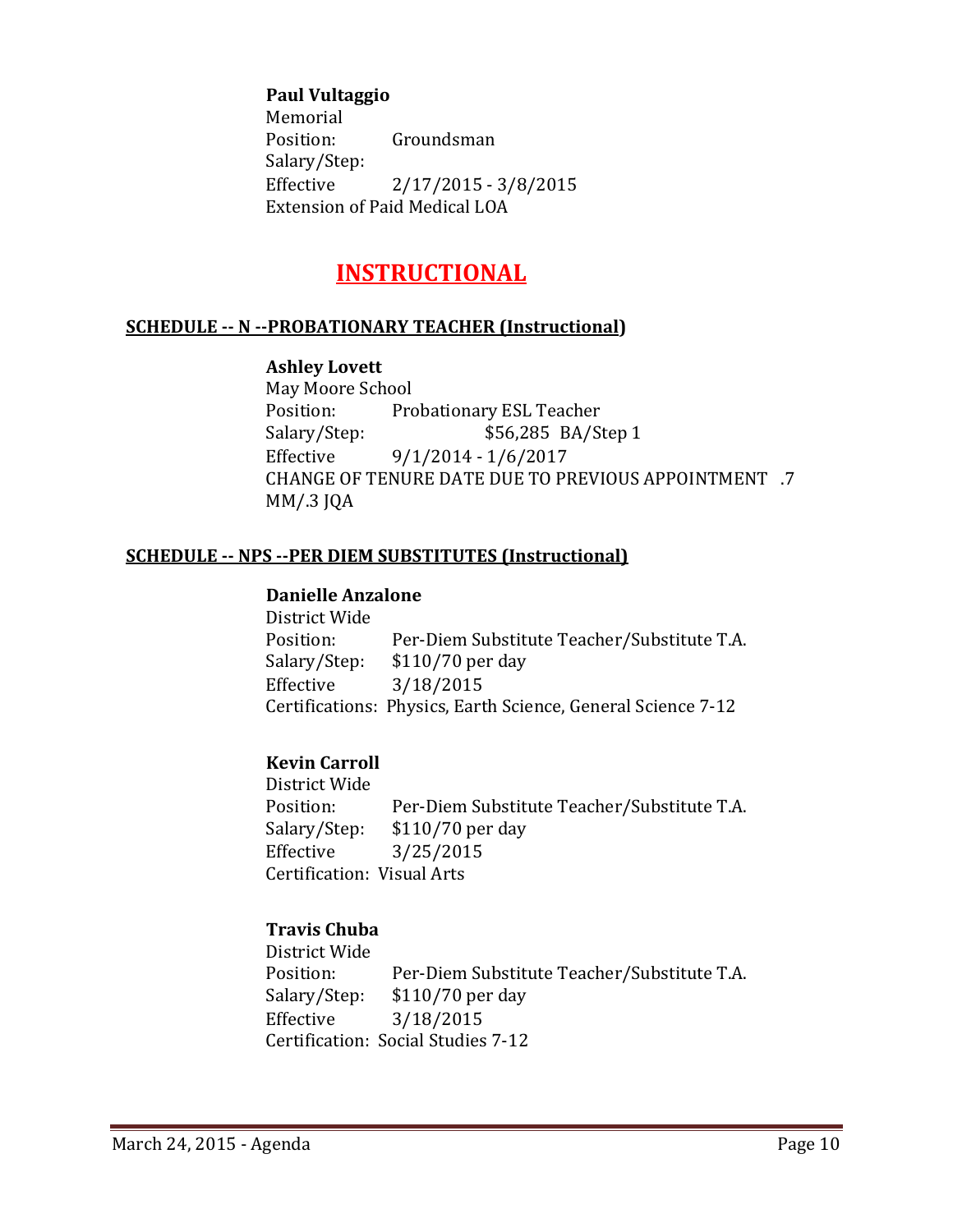**Paul Vultaggio**
Memorial
Position: Groundsman
Salary/Step:
Effective 2/17/2015 - 3/8/2015
Extension of Paid Medical LOA

# INSTRUCTIONAL

## SCHEDULE -- N --PROBATIONARY TEACHER (Instructional)

**Ashley Lovett**
May Moore School
Position: Probationary ESL Teacher
Salary/Step: $56,285 BA/Step 1
Effective 9/1/2014 - 1/6/2017
CHANGE OF TENURE DATE DUE TO PREVIOUS APPOINTMENT .7 MM/.3 JQA

## SCHEDULE -- NPS --PER DIEM SUBSTITUTES (Instructional)

**Danielle Anzalone**
District Wide
Position: Per-Diem Substitute Teacher/Substitute T.A.
Salary/Step: $110/70 per day
Effective 3/18/2015
Certifications: Physics, Earth Science, General Science 7-12

**Kevin Carroll**
District Wide
Position: Per-Diem Substitute Teacher/Substitute T.A.
Salary/Step: $110/70 per day
Effective 3/25/2015
Certification: Visual Arts

**Travis Chuba**
District Wide
Position: Per-Diem Substitute Teacher/Substitute T.A.
Salary/Step: $110/70 per day
Effective 3/18/2015
Certification: Social Studies 7-12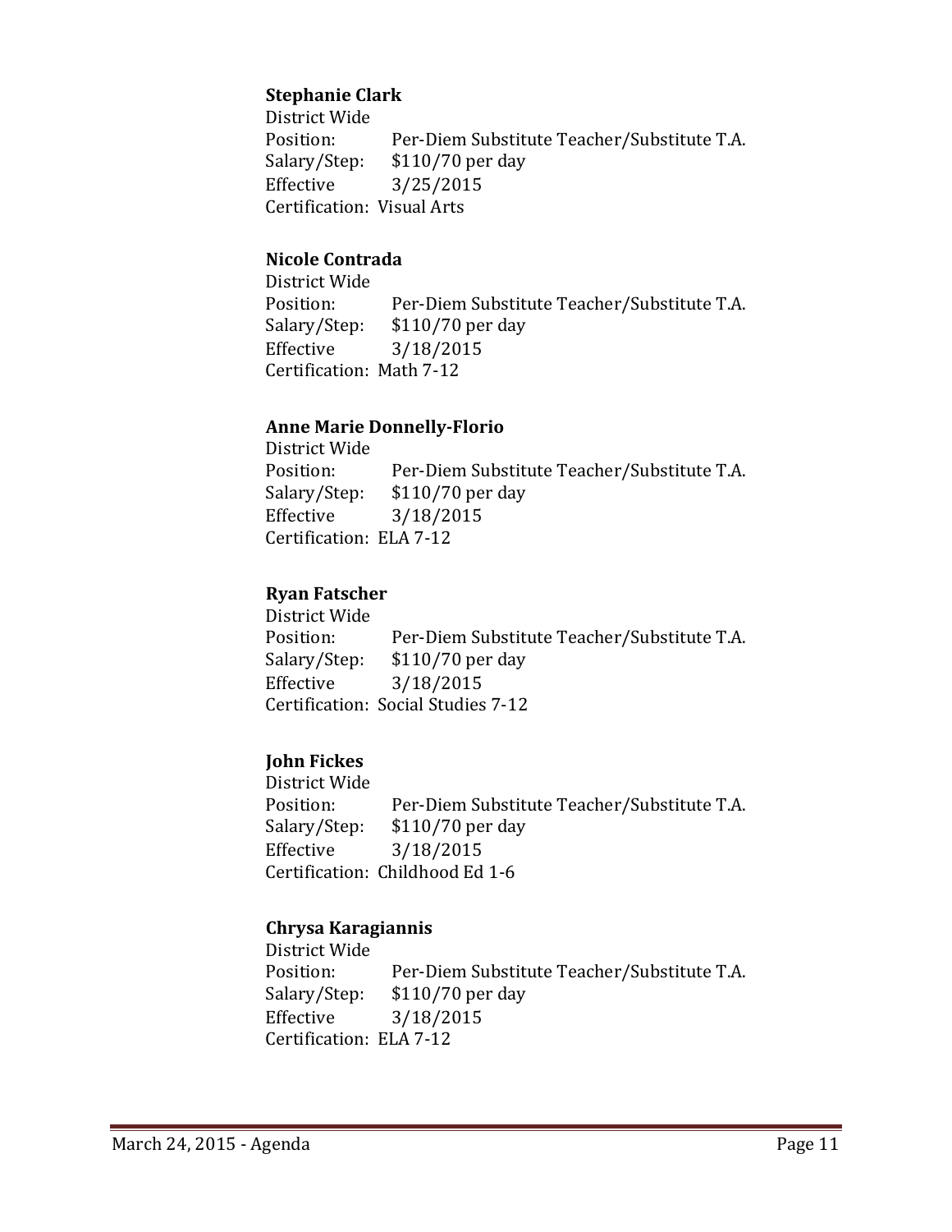**Stephanie Clark**
District Wide
Position: Per-Diem Substitute Teacher/Substitute T.A.
Salary/Step: $110/70 per day
Effective 3/25/2015
Certification: Visual Arts

**Nicole Contrada**
District Wide
Position: Per-Diem Substitute Teacher/Substitute T.A.
Salary/Step: $110/70 per day
Effective 3/18/2015
Certification: Math 7-12

**Anne Marie Donnelly-Florio**
District Wide
Position: Per-Diem Substitute Teacher/Substitute T.A.
Salary/Step: $110/70 per day
Effective 3/18/2015
Certification: ELA 7-12

**Ryan Fatscher**
District Wide
Position: Per-Diem Substitute Teacher/Substitute T.A.
Salary/Step: $110/70 per day
Effective 3/18/2015
Certification: Social Studies 7-12

**John Fickes**
District Wide
Position: Per-Diem Substitute Teacher/Substitute T.A.
Salary/Step: $110/70 per day
Effective 3/18/2015
Certification: Childhood Ed 1-6

**Chrysa Karagiannis**
District Wide
Position: Per-Diem Substitute Teacher/Substitute T.A.
Salary/Step: $110/70 per day
Effective 3/18/2015
Certification: ELA 7-12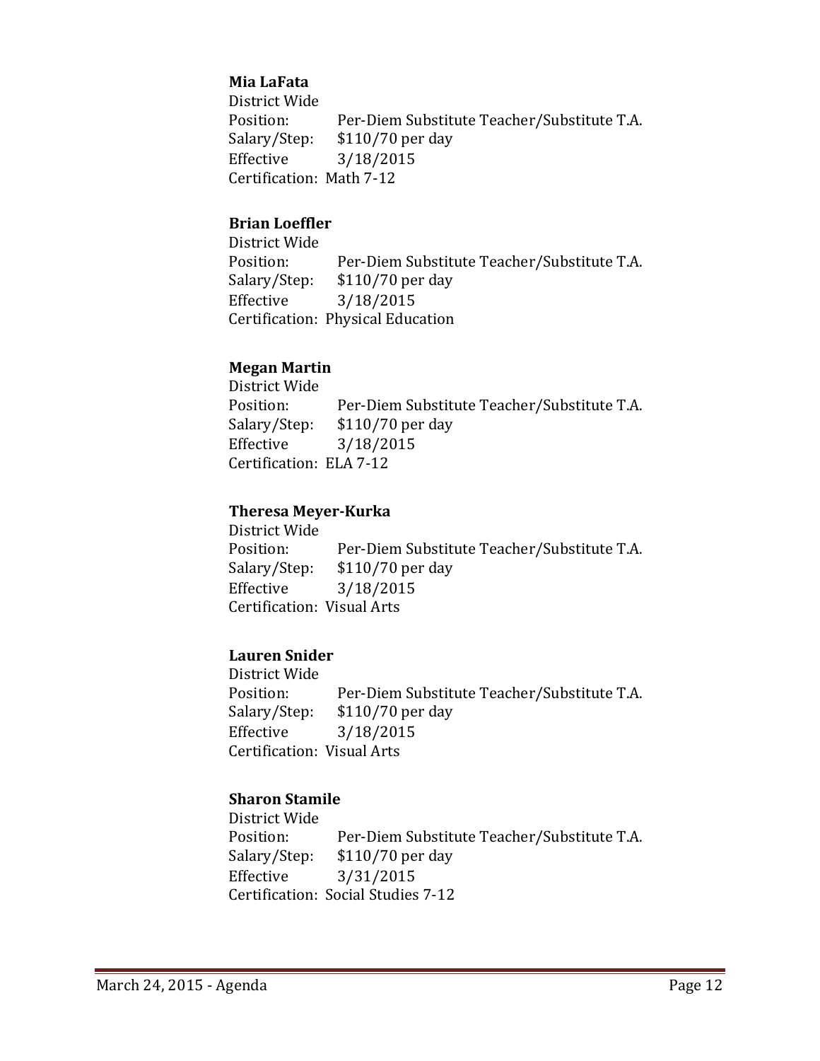**Mia LaFata**
District Wide
Position: Per-Diem Substitute Teacher/Substitute T.A.
Salary/Step: $110/70 per day
Effective 3/18/2015
Certification: Math 7-12

**Brian Loeffler**
District Wide
Position: Per-Diem Substitute Teacher/Substitute T.A.
Salary/Step: $110/70 per day
Effective 3/18/2015
Certification: Physical Education

**Megan Martin**
District Wide
Position: Per-Diem Substitute Teacher/Substitute T.A.
Salary/Step: $110/70 per day
Effective 3/18/2015
Certification: ELA 7-12

**Theresa Meyer-Kurka**
District Wide
Position: Per-Diem Substitute Teacher/Substitute T.A.
Salary/Step: $110/70 per day
Effective 3/18/2015
Certification: Visual Arts

**Lauren Snider**
District Wide
Position: Per-Diem Substitute Teacher/Substitute T.A.
Salary/Step: $110/70 per day
Effective 3/18/2015
Certification: Visual Arts

**Sharon Stamile**
District Wide
Position: Per-Diem Substitute Teacher/Substitute T.A.
Salary/Step: $110/70 per day
Effective 3/31/2015
Certification: Social Studies 7-12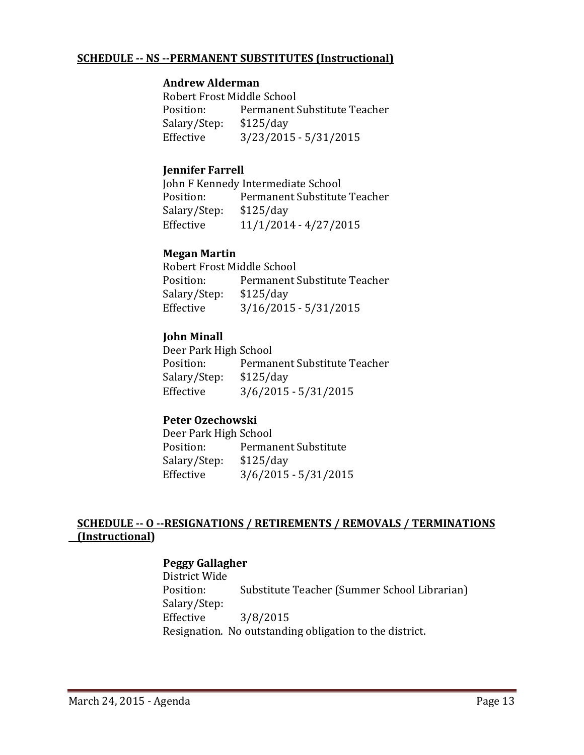**SCHEDULE -- NS --PERMANENT SUBSTITUTES (Instructional)**

**Andrew Alderman**
Robert Frost Middle School
Position: Permanent Substitute Teacher
Salary/Step: $125/day
Effective 3/23/2015 - 5/31/2015

**Jennifer Farrell**
John F Kennedy Intermediate School
Position: Permanent Substitute Teacher
Salary/Step: $125/day
Effective 11/1/2014 - 4/27/2015

**Megan Martin**
Robert Frost Middle School
Position: Permanent Substitute Teacher
Salary/Step: $125/day
Effective 3/16/2015 - 5/31/2015

**John Minall**
Deer Park High School
Position: Permanent Substitute Teacher
Salary/Step: $125/day
Effective 3/6/2015 - 5/31/2015

**Peter Ozechowski**
Deer Park High School
Position: Permanent Substitute
Salary/Step: $125/day
Effective 3/6/2015 - 5/31/2015

**SCHEDULE -- O --RESIGNATIONS / RETIREMENTS / REMOVALS / TERMINATIONS (Instructional)**

**Peggy Gallagher**
District Wide
Position: Substitute Teacher (Summer School Librarian)
Salary/Step:
Effective 3/8/2015
Resignation. No outstanding obligation to the district.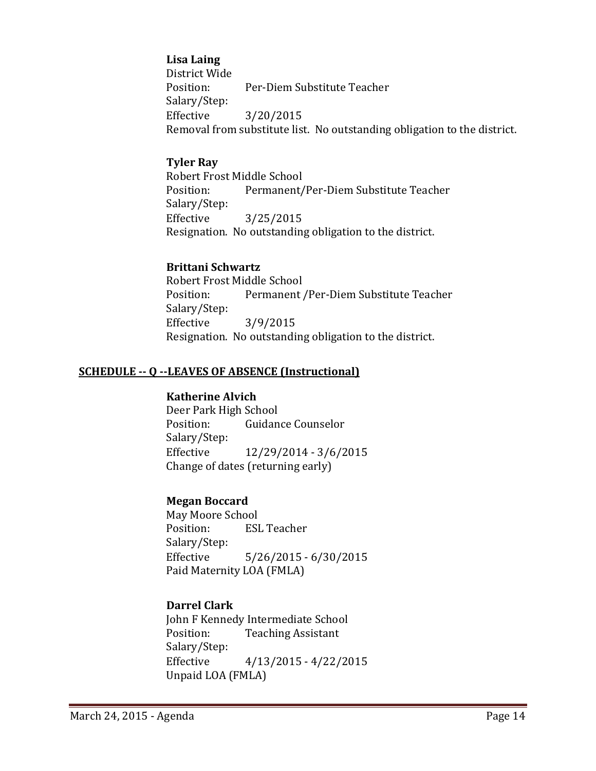**Lisa Laing**
District Wide
Position: Per-Diem Substitute Teacher
Salary/Step:
Effective 3/20/2015
Removal from substitute list. No outstanding obligation to the district.

**Tyler Ray**
Robert Frost Middle School
Position: Permanent/Per-Diem Substitute Teacher
Salary/Step:
Effective 3/25/2015
Resignation. No outstanding obligation to the district.

**Brittani Schwartz**
Robert Frost Middle School
Position: Permanent /Per-Diem Substitute Teacher
Salary/Step:
Effective 3/9/2015
Resignation. No outstanding obligation to the district.

## SCHEDULE -- Q --LEAVES OF ABSENCE (Instructional)

**Katherine Alvich**
Deer Park High School
Position: Guidance Counselor
Salary/Step:
Effective 12/29/2014 - 3/6/2015
Change of dates (returning early)

**Megan Boccard**
May Moore School
Position: ESL Teacher
Salary/Step:
Effective 5/26/2015 - 6/30/2015
Paid Maternity LOA (FMLA)

**Darrel Clark**
John F Kennedy Intermediate School
Position: Teaching Assistant
Salary/Step:
Effective 4/13/2015 - 4/22/2015
Unpaid LOA (FMLA)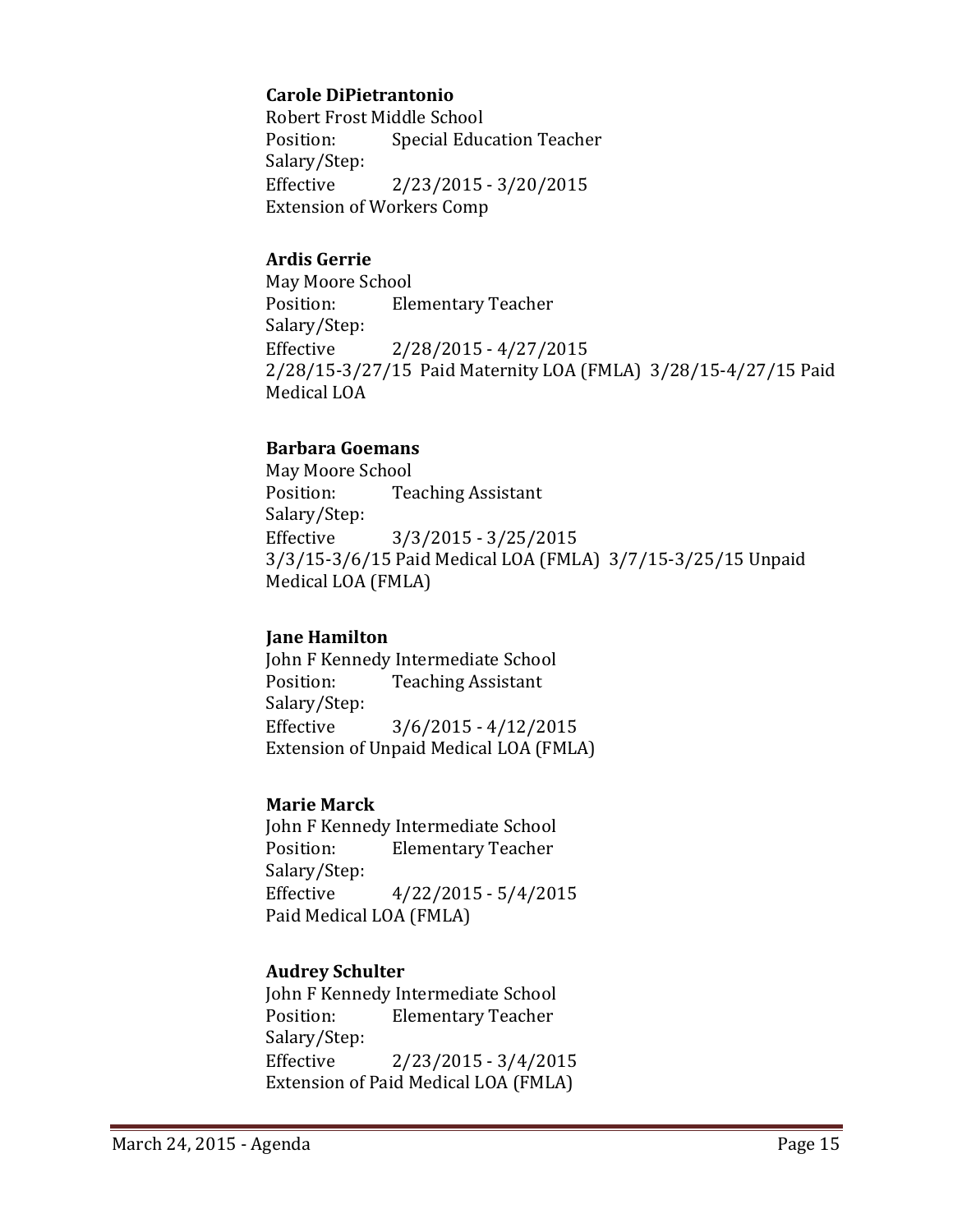**Carole DiPietrantonio**
Robert Frost Middle School
Position: Special Education Teacher
Salary/Step:
Effective 2/23/2015 - 3/20/2015
Extension of Workers Comp

**Ardis Gerrie**
May Moore School
Position: Elementary Teacher
Salary/Step:
Effective 2/28/2015 - 4/27/2015
2/28/15-3/27/15 Paid Maternity LOA (FMLA) 3/28/15-4/27/15 Paid Medical LOA

**Barbara Goemans**
May Moore School
Position: Teaching Assistant
Salary/Step:
Effective 3/3/2015 - 3/25/2015
3/3/15-3/6/15 Paid Medical LOA (FMLA) 3/7/15-3/25/15 Unpaid Medical LOA (FMLA)

**Jane Hamilton**
John F Kennedy Intermediate School
Position: Teaching Assistant
Salary/Step:
Effective 3/6/2015 - 4/12/2015
Extension of Unpaid Medical LOA (FMLA)

**Marie Marck**
John F Kennedy Intermediate School
Position: Elementary Teacher
Salary/Step:
Effective 4/22/2015 - 5/4/2015
Paid Medical LOA (FMLA)

**Audrey Schulter**
John F Kennedy Intermediate School
Position: Elementary Teacher
Salary/Step:
Effective 2/23/2015 - 3/4/2015
Extension of Paid Medical LOA (FMLA)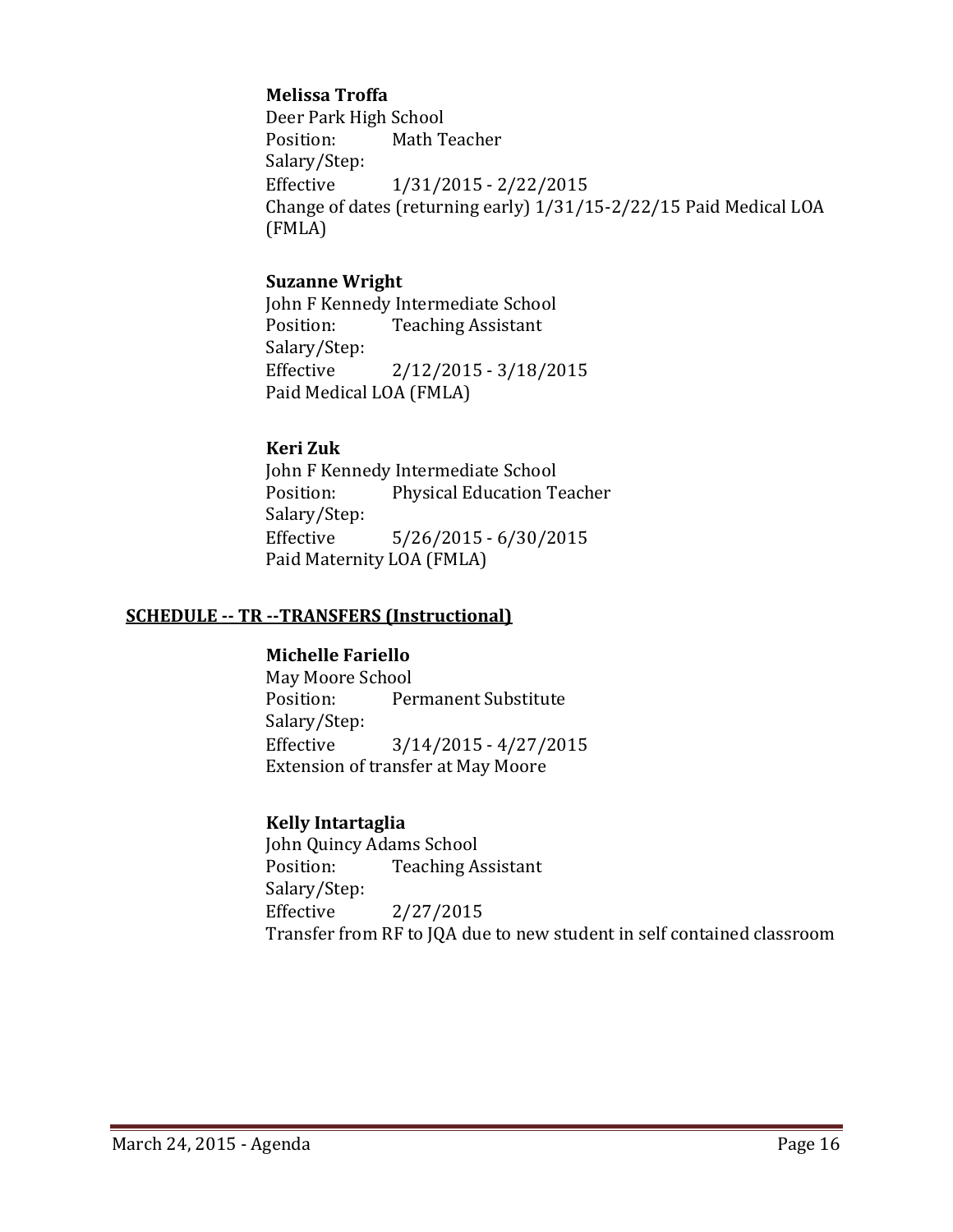**Melissa Troffa**
Deer Park High School
Position: Math Teacher
Salary/Step:
Effective 1/31/2015 - 2/22/2015
Change of dates (returning early) 1/31/15-2/22/15 Paid Medical LOA (FMLA)

**Suzanne Wright**
John F Kennedy Intermediate School
Position: Teaching Assistant
Salary/Step:
Effective 2/12/2015 - 3/18/2015
Paid Medical LOA (FMLA)

**Keri Zuk**
John F Kennedy Intermediate School
Position: Physical Education Teacher
Salary/Step:
Effective 5/26/2015 - 6/30/2015
Paid Maternity LOA (FMLA)

## SCHEDULE -- TR --TRANSFERS (Instructional)

**Michelle Fariello**
May Moore School
Position: Permanent Substitute
Salary/Step:
Effective 3/14/2015 - 4/27/2015
Extension of transfer at May Moore

**Kelly Intartaglia**
John Quincy Adams School
Position: Teaching Assistant
Salary/Step:
Effective 2/27/2015
Transfer from RF to JQA due to new student in self contained classroom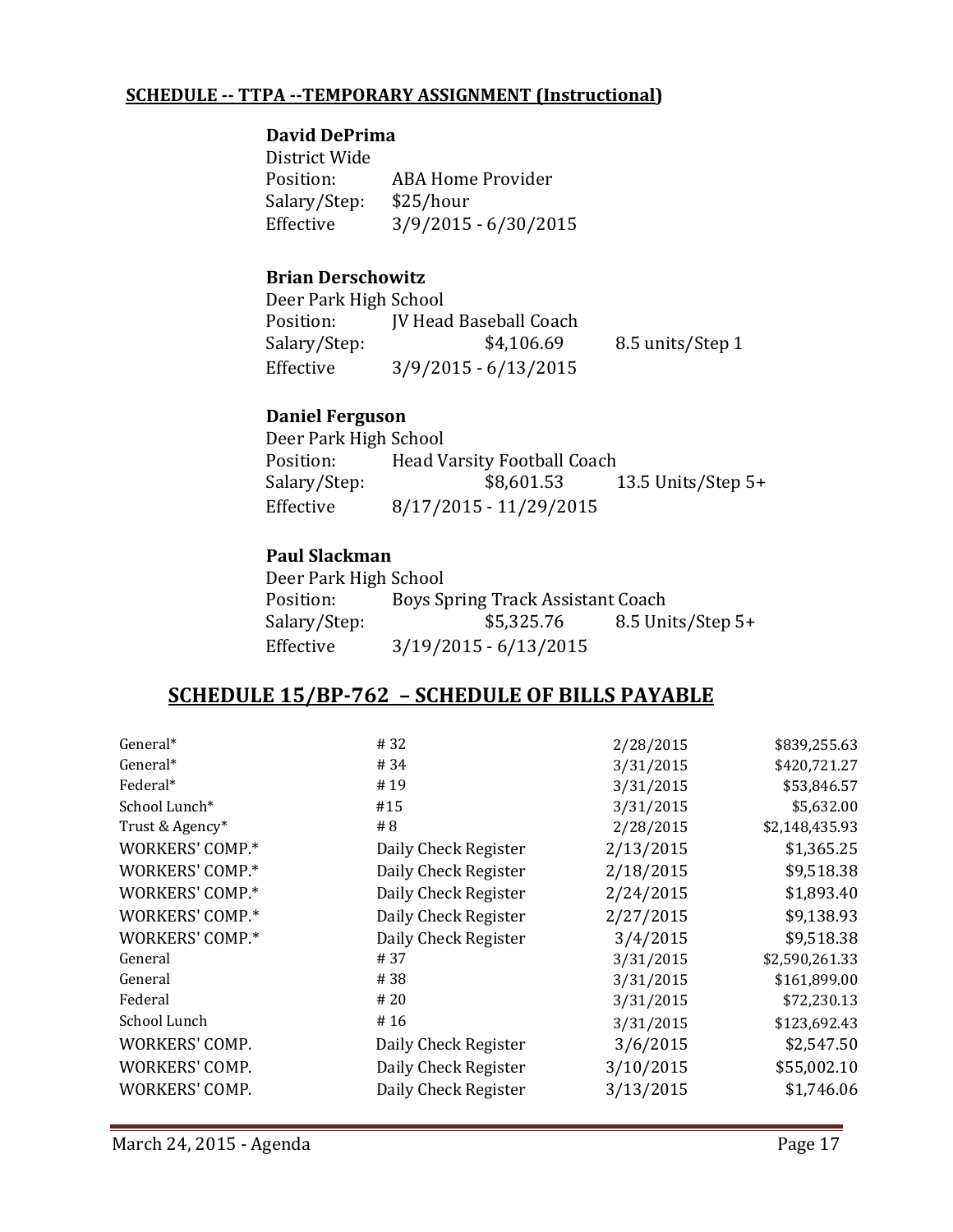**SCHEDULE -- TTPA --TEMPORARY ASSIGNMENT (Instructional)**

**David DePrima**
District Wide
Position: ABA Home Provider
Salary/Step: $25/hour
Effective 3/9/2015 - 6/30/2015

**Brian Derschowitz**
Deer Park High School
Position: JV Head Baseball Coach
Salary/Step: $4,106.69 8.5 units/Step 1
Effective 3/9/2015 - 6/13/2015

**Daniel Ferguson**
Deer Park High School
Position: Head Varsity Football Coach
Salary/Step: $8,601.53 13.5 Units/Step 5+
Effective 8/17/2015 - 11/29/2015

**Paul Slackman**
Deer Park High School
Position: Boys Spring Track Assistant Coach
Salary/Step: $5,325.76 8.5 Units/Step 5+
Effective 3/19/2015 - 6/13/2015

## SCHEDULE 15/BP-762 – SCHEDULE OF BILLS PAYABLE

| | | | |
|---|---|---|---|
| General* | # 32 | 2/28/2015 | $839,255.63 |
| General* | # 34 | 3/31/2015 | $420,721.27 |
| Federal* | # 19 | 3/31/2015 | $53,846.57 |
| School Lunch* | #15 | 3/31/2015 | $5,632.00 |
| Trust & Agency* | # 8 | 2/28/2015 | $2,148,435.93 |
| WORKERS' COMP.* | Daily Check Register | 2/13/2015 | $1,365.25 |
| WORKERS' COMP.* | Daily Check Register | 2/18/2015 | $9,518.38 |
| WORKERS' COMP.* | Daily Check Register | 2/24/2015 | $1,893.40 |
| WORKERS' COMP.* | Daily Check Register | 2/27/2015 | $9,138.93 |
| WORKERS' COMP.* | Daily Check Register | 3/4/2015 | $9,518.38 |
| General | # 37 | 3/31/2015 | $2,590,261.33 |
| General | # 38 | 3/31/2015 | $161,899.00 |
| Federal | # 20 | 3/31/2015 | $72,230.13 |
| School Lunch | # 16 | 3/31/2015 | $123,692.43 |
| WORKERS' COMP. | Daily Check Register | 3/6/2015 | $2,547.50 |
| WORKERS' COMP. | Daily Check Register | 3/10/2015 | $55,002.10 |
| WORKERS' COMP. | Daily Check Register | 3/13/2015 | $1,746.06 |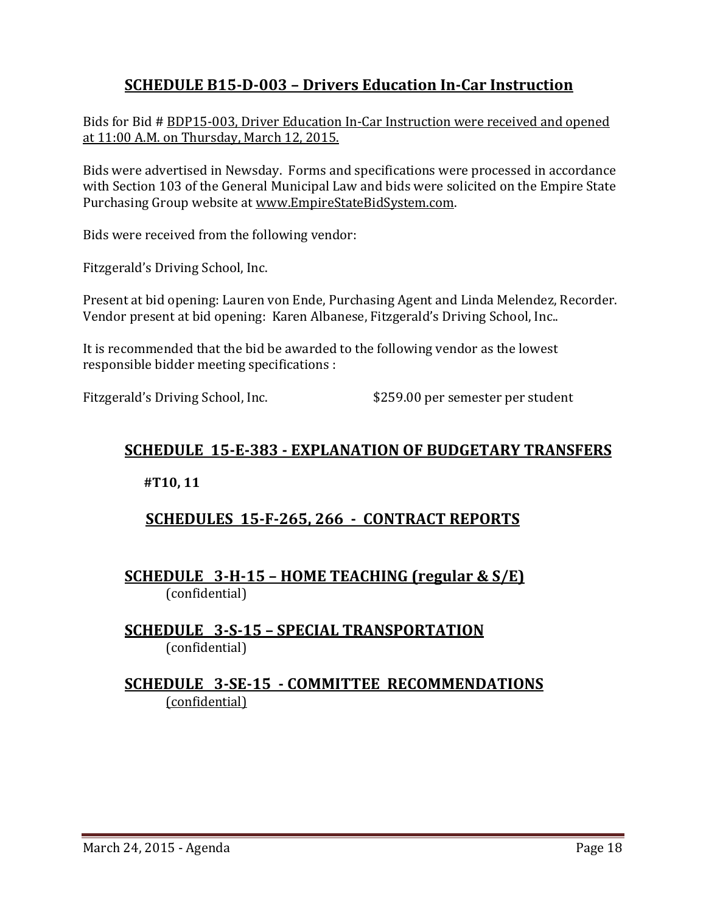## SCHEDULE B15-D-003 – Drivers Education In-Car Instruction

Bids for Bid # BDP15-003, Driver Education In-Car Instruction were received and opened at 11:00 A.M. on Thursday, March 12, 2015.

Bids were advertised in Newsday. Forms and specifications were processed in accordance with Section 103 of the General Municipal Law and bids were solicited on the Empire State Purchasing Group website at www.EmpireStateBidSystem.com.

Bids were received from the following vendor:

Fitzgerald's Driving School, Inc.

Present at bid opening: Lauren von Ende, Purchasing Agent and Linda Melendez, Recorder. Vendor present at bid opening: Karen Albanese, Fitzgerald's Driving School, Inc..

It is recommended that the bid be awarded to the following vendor as the lowest responsible bidder meeting specifications :

Fitzgerald's Driving School, Inc. $259.00 per semester per student

## SCHEDULE 15-E-383 - EXPLANATION OF BUDGETARY TRANSFERS

**#T10, 11**

## SCHEDULES 15-F-265, 266 - CONTRACT REPORTS

## SCHEDULE 3-H-15 – HOME TEACHING (regular & S/E)

(confidential)

## SCHEDULE 3-S-15 – SPECIAL TRANSPORTATION

(confidential)

## SCHEDULE 3-SE-15 - COMMITTEE RECOMMENDATIONS

(confidential)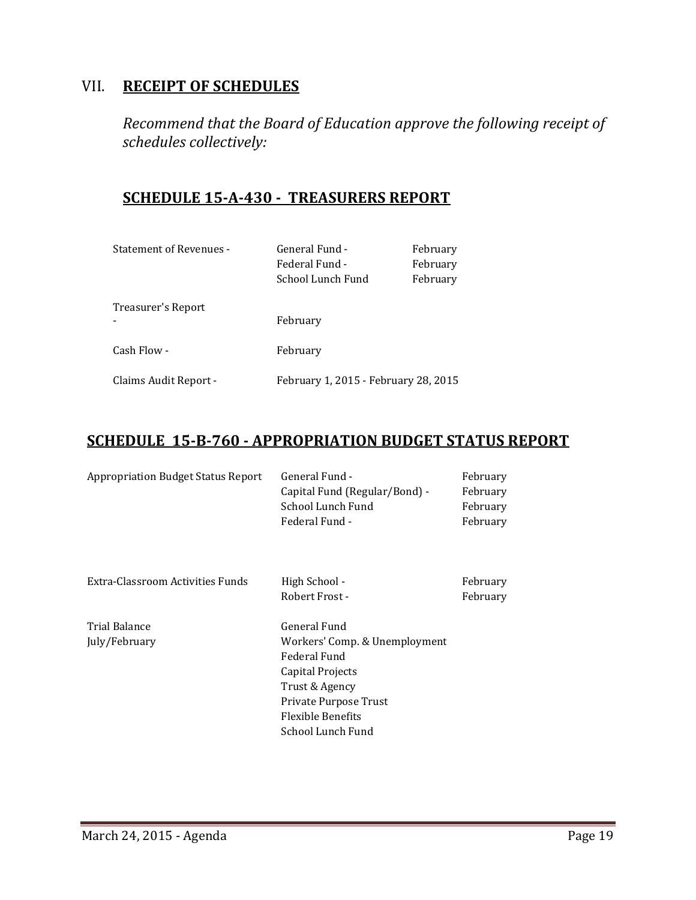## VII. **RECEIPT OF SCHEDULES**

*Recommend that the Board of Education approve the following receipt of schedules collectively:*

### **SCHEDULE 15-A-430 - TREASURERS REPORT**

| | | |
|---|---|---|
| Statement of Revenues - | General Fund - | February |
| | Federal Fund - | February |
| | School Lunch Fund | February |
| Treasurer's Report - | February | |
| Cash Flow - | February | |
| Claims Audit Report - | February 1, 2015 - February 28, 2015 | |

### **SCHEDULE 15-B-760 - APPROPRIATION BUDGET STATUS REPORT**

| | | |
|---|---|---|
| Appropriation Budget Status Report | General Fund - | February |
| | Capital Fund (Regular/Bond) - | February |
| | School Lunch Fund | February |
| | Federal Fund - | February |
| Extra-Classroom Activities Funds | High School - | February |
| | Robert Frost - | February |
| Trial Balance July/February | General Fund | |
| | Workers' Comp. & Unemployment | |
| | Federal Fund | |
| | Capital Projects | |
| | Trust & Agency | |
| | Private Purpose Trust | |
| | Flexible Benefits | |
| | School Lunch Fund | |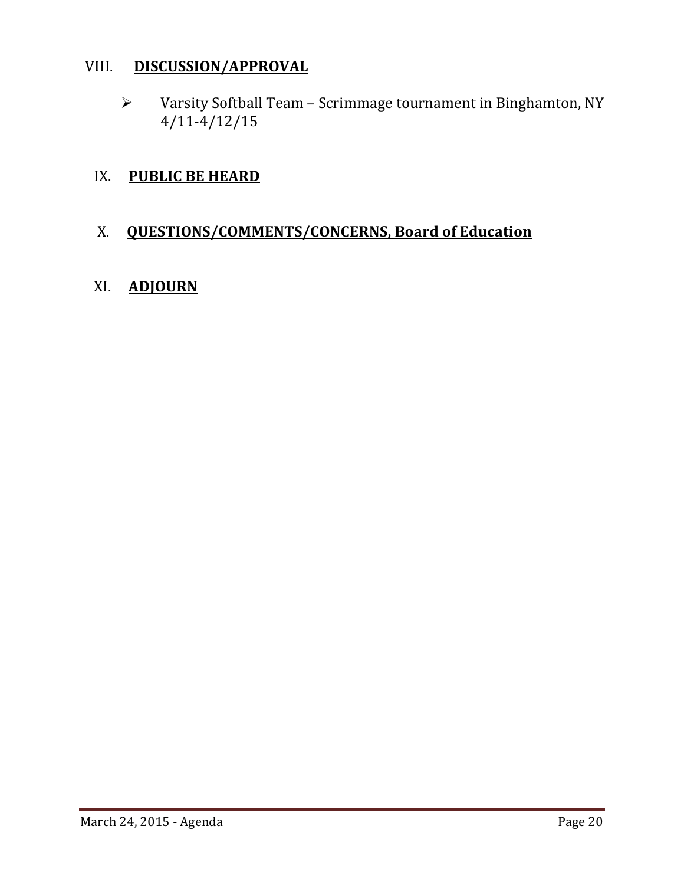## VIII. **DISCUSSION/APPROVAL**

- Varsity Softball Team – Scrimmage tournament in Binghamton, NY 4/11-4/12/15

## IX. **PUBLIC BE HEARD**

## X. **QUESTIONS/COMMENTS/CONCERNS, Board of Education**

## XI. **ADJOURN**